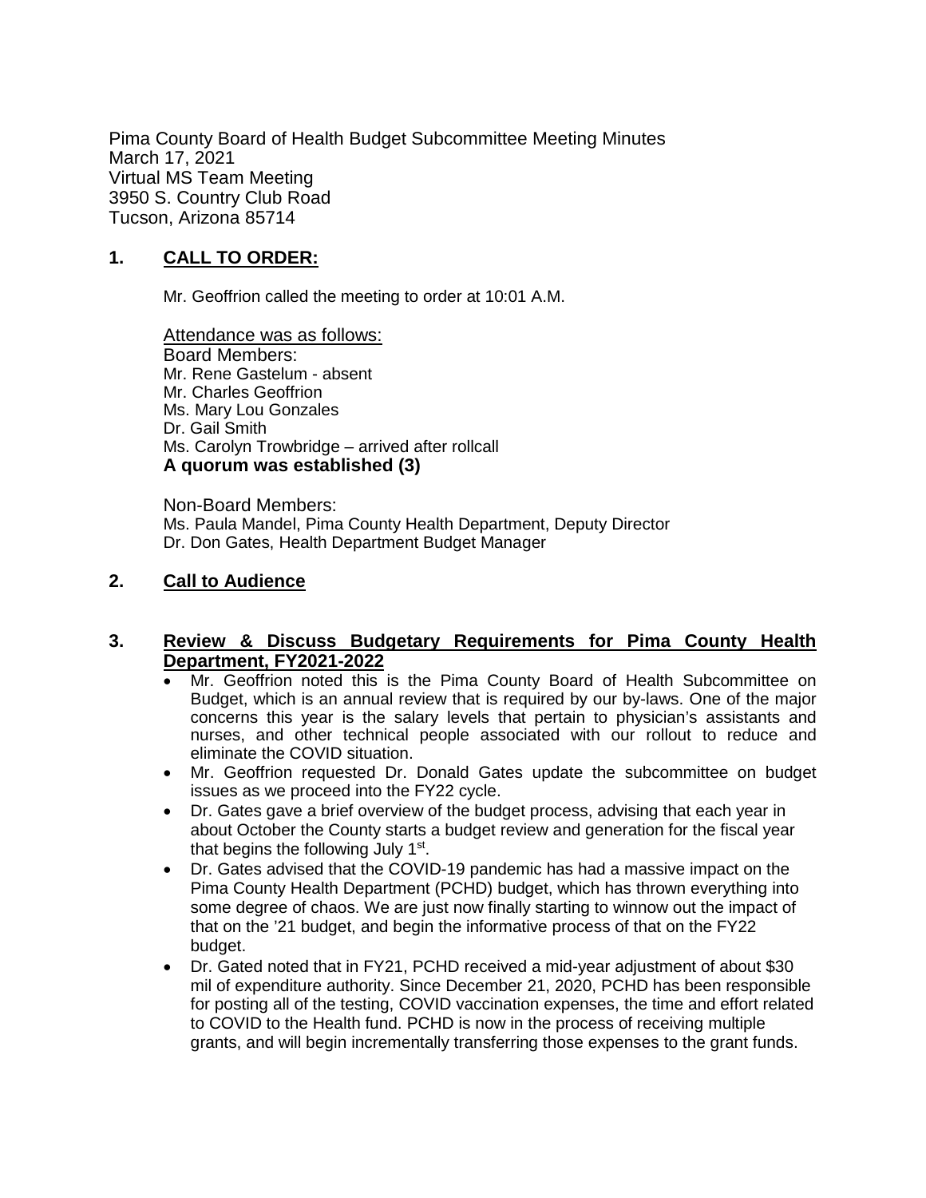Pima County Board of Health Budget Subcommittee Meeting Minutes
March 17, 2021
Virtual MS Team Meeting
3950 S. Country Club Road
Tucson, Arizona 85714

## 1. CALL TO ORDER:

Mr. Geoffrion called the meeting to order at 10:01 A.M.

Attendance was as follows:
Board Members:
Mr. Rene Gastelum - absent
Mr. Charles Geoffrion
Ms. Mary Lou Gonzales
Dr. Gail Smith
Ms. Carolyn Trowbridge – arrived after rollcall
**A quorum was established (3)**

Non-Board Members:
Ms. Paula Mandel, Pima County Health Department, Deputy Director
Dr. Don Gates, Health Department Budget Manager

## 2. Call to Audience

## 3. Review & Discuss Budgetary Requirements for Pima County Health Department, FY2021-2022

- Mr. Geoffrion noted this is the Pima County Board of Health Subcommittee on Budget, which is an annual review that is required by our by-laws. One of the major concerns this year is the salary levels that pertain to physician's assistants and nurses, and other technical people associated with our rollout to reduce and eliminate the COVID situation.
- Mr. Geoffrion requested Dr. Donald Gates update the subcommittee on budget issues as we proceed into the FY22 cycle.
- Dr. Gates gave a brief overview of the budget process, advising that each year in about October the County starts a budget review and generation for the fiscal year that begins the following July 1st.
- Dr. Gates advised that the COVID-19 pandemic has had a massive impact on the Pima County Health Department (PCHD) budget, which has thrown everything into some degree of chaos. We are just now finally starting to winnow out the impact of that on the '21 budget, and begin the informative process of that on the FY22 budget.
- Dr. Gated noted that in FY21, PCHD received a mid-year adjustment of about $30 mil of expenditure authority. Since December 21, 2020, PCHD has been responsible for posting all of the testing, COVID vaccination expenses, the time and effort related to COVID to the Health fund. PCHD is now in the process of receiving multiple grants, and will begin incrementally transferring those expenses to the grant funds.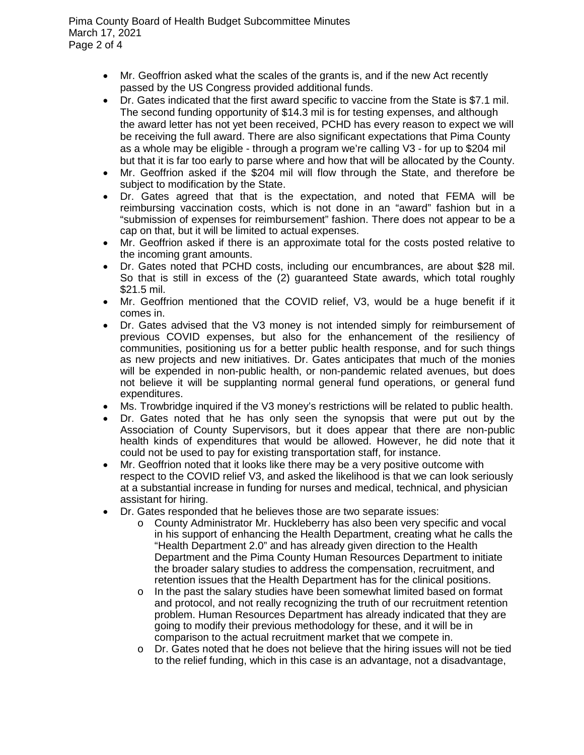- Mr. Geoffrion asked what the scales of the grants is, and if the new Act recently passed by the US Congress provided additional funds.
- Dr. Gates indicated that the first award specific to vaccine from the State is $7.1 mil. The second funding opportunity of $14.3 mil is for testing expenses, and although the award letter has not yet been received, PCHD has every reason to expect we will be receiving the full award. There are also significant expectations that Pima County as a whole may be eligible - through a program we're calling V3 - for up to $204 mil but that it is far too early to parse where and how that will be allocated by the County.
- Mr. Geoffrion asked if the $204 mil will flow through the State, and therefore be subject to modification by the State.
- Dr. Gates agreed that that is the expectation, and noted that FEMA will be reimbursing vaccination costs, which is not done in an "award" fashion but in a "submission of expenses for reimbursement" fashion. There does not appear to be a cap on that, but it will be limited to actual expenses.
- Mr. Geoffrion asked if there is an approximate total for the costs posted relative to the incoming grant amounts.
- Dr. Gates noted that PCHD costs, including our encumbrances, are about $28 mil. So that is still in excess of the (2) guaranteed State awards, which total roughly $21.5 mil.
- Mr. Geoffrion mentioned that the COVID relief, V3, would be a huge benefit if it comes in.
- Dr. Gates advised that the V3 money is not intended simply for reimbursement of previous COVID expenses, but also for the enhancement of the resiliency of communities, positioning us for a better public health response, and for such things as new projects and new initiatives. Dr. Gates anticipates that much of the monies will be expended in non-public health, or non-pandemic related avenues, but does not believe it will be supplanting normal general fund operations, or general fund expenditures.
- Ms. Trowbridge inquired if the V3 money's restrictions will be related to public health.
- Dr. Gates noted that he has only seen the synopsis that were put out by the Association of County Supervisors, but it does appear that there are non-public health kinds of expenditures that would be allowed. However, he did note that it could not be used to pay for existing transportation staff, for instance.
- Mr. Geoffrion noted that it looks like there may be a very positive outcome with respect to the COVID relief V3, and asked the likelihood is that we can look seriously at a substantial increase in funding for nurses and medical, technical, and physician assistant for hiring.
- Dr. Gates responded that he believes those are two separate issues:
  - County Administrator Mr. Huckleberry has also been very specific and vocal in his support of enhancing the Health Department, creating what he calls the "Health Department 2.0" and has already given direction to the Health Department and the Pima County Human Resources Department to initiate the broader salary studies to address the compensation, recruitment, and retention issues that the Health Department has for the clinical positions.
  - In the past the salary studies have been somewhat limited based on format and protocol, and not really recognizing the truth of our recruitment retention problem. Human Resources Department has already indicated that they are going to modify their previous methodology for these, and it will be in comparison to the actual recruitment market that we compete in.
  - Dr. Gates noted that he does not believe that the hiring issues will not be tied to the relief funding, which in this case is an advantage, not a disadvantage,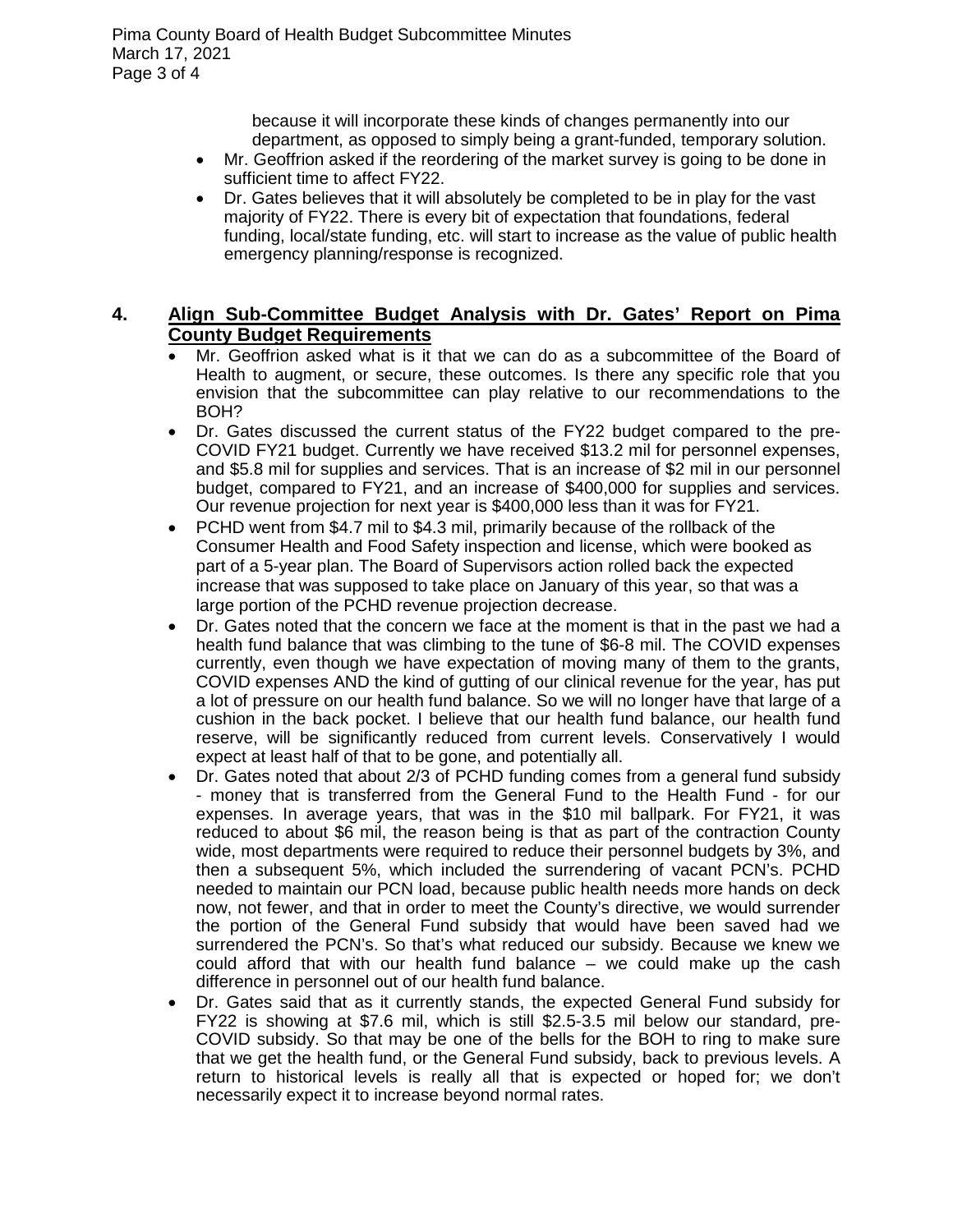because it will incorporate these kinds of changes permanently into our department, as opposed to simply being a grant-funded, temporary solution.

- Mr. Geoffrion asked if the reordering of the market survey is going to be done in sufficient time to affect FY22.
- Dr. Gates believes that it will absolutely be completed to be in play for the vast majority of FY22. There is every bit of expectation that foundations, federal funding, local/state funding, etc. will start to increase as the value of public health emergency planning/response is recognized.

## 4. Align Sub-Committee Budget Analysis with Dr. Gates' Report on Pima County Budget Requirements

- Mr. Geoffrion asked what is it that we can do as a subcommittee of the Board of Health to augment, or secure, these outcomes. Is there any specific role that you envision that the subcommittee can play relative to our recommendations to the BOH?
- Dr. Gates discussed the current status of the FY22 budget compared to the pre-COVID FY21 budget. Currently we have received $13.2 mil for personnel expenses, and $5.8 mil for supplies and services. That is an increase of $2 mil in our personnel budget, compared to FY21, and an increase of $400,000 for supplies and services. Our revenue projection for next year is $400,000 less than it was for FY21.
- PCHD went from $4.7 mil to $4.3 mil, primarily because of the rollback of the Consumer Health and Food Safety inspection and license, which were booked as part of a 5-year plan. The Board of Supervisors action rolled back the expected increase that was supposed to take place on January of this year, so that was a large portion of the PCHD revenue projection decrease.
- Dr. Gates noted that the concern we face at the moment is that in the past we had a health fund balance that was climbing to the tune of $6-8 mil. The COVID expenses currently, even though we have expectation of moving many of them to the grants, COVID expenses AND the kind of gutting of our clinical revenue for the year, has put a lot of pressure on our health fund balance. So we will no longer have that large of a cushion in the back pocket. I believe that our health fund balance, our health fund reserve, will be significantly reduced from current levels. Conservatively I would expect at least half of that to be gone, and potentially all.
- Dr. Gates noted that about 2/3 of PCHD funding comes from a general fund subsidy - money that is transferred from the General Fund to the Health Fund - for our expenses. In average years, that was in the $10 mil ballpark. For FY21, it was reduced to about $6 mil, the reason being is that as part of the contraction County wide, most departments were required to reduce their personnel budgets by 3%, and then a subsequent 5%, which included the surrendering of vacant PCN's. PCHD needed to maintain our PCN load, because public health needs more hands on deck now, not fewer, and that in order to meet the County's directive, we would surrender the portion of the General Fund subsidy that would have been saved had we surrendered the PCN's. So that's what reduced our subsidy. Because we knew we could afford that with our health fund balance – we could make up the cash difference in personnel out of our health fund balance.
- Dr. Gates said that as it currently stands, the expected General Fund subsidy for FY22 is showing at $7.6 mil, which is still $2.5-3.5 mil below our standard, pre-COVID subsidy. So that may be one of the bells for the BOH to ring to make sure that we get the health fund, or the General Fund subsidy, back to previous levels. A return to historical levels is really all that is expected or hoped for; we don't necessarily expect it to increase beyond normal rates.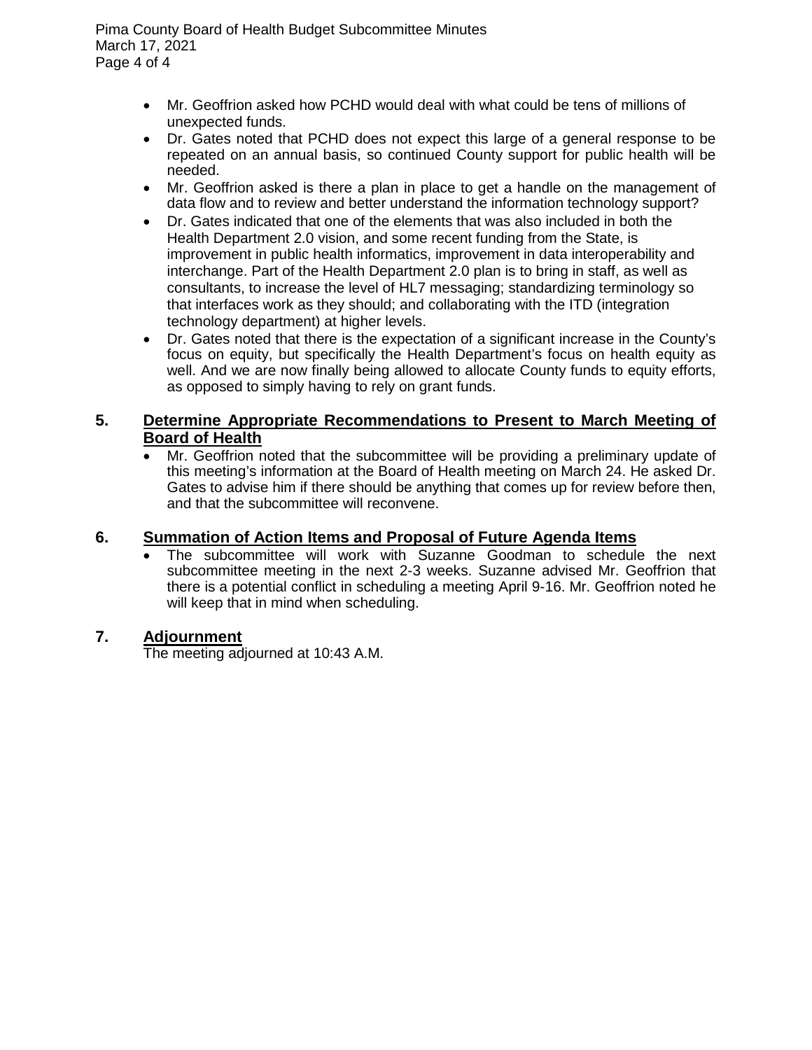- Mr. Geoffrion asked how PCHD would deal with what could be tens of millions of unexpected funds.
- Dr. Gates noted that PCHD does not expect this large of a general response to be repeated on an annual basis, so continued County support for public health will be needed.
- Mr. Geoffrion asked is there a plan in place to get a handle on the management of data flow and to review and better understand the information technology support?
- Dr. Gates indicated that one of the elements that was also included in both the Health Department 2.0 vision, and some recent funding from the State, is improvement in public health informatics, improvement in data interoperability and interchange. Part of the Health Department 2.0 plan is to bring in staff, as well as consultants, to increase the level of HL7 messaging; standardizing terminology so that interfaces work as they should; and collaborating with the ITD (integration technology department) at higher levels.
- Dr. Gates noted that there is the expectation of a significant increase in the County's focus on equity, but specifically the Health Department's focus on health equity as well. And we are now finally being allowed to allocate County funds to equity efforts, as opposed to simply having to rely on grant funds.

## 5. Determine Appropriate Recommendations to Present to March Meeting of Board of Health

- Mr. Geoffrion noted that the subcommittee will be providing a preliminary update of this meeting's information at the Board of Health meeting on March 24. He asked Dr. Gates to advise him if there should be anything that comes up for review before then, and that the subcommittee will reconvene.

## 6. Summation of Action Items and Proposal of Future Agenda Items

- The subcommittee will work with Suzanne Goodman to schedule the next subcommittee meeting in the next 2-3 weeks. Suzanne advised Mr. Geoffrion that there is a potential conflict in scheduling a meeting April 9-16. Mr. Geoffrion noted he will keep that in mind when scheduling.

## 7. Adjournment

The meeting adjourned at 10:43 A.M.